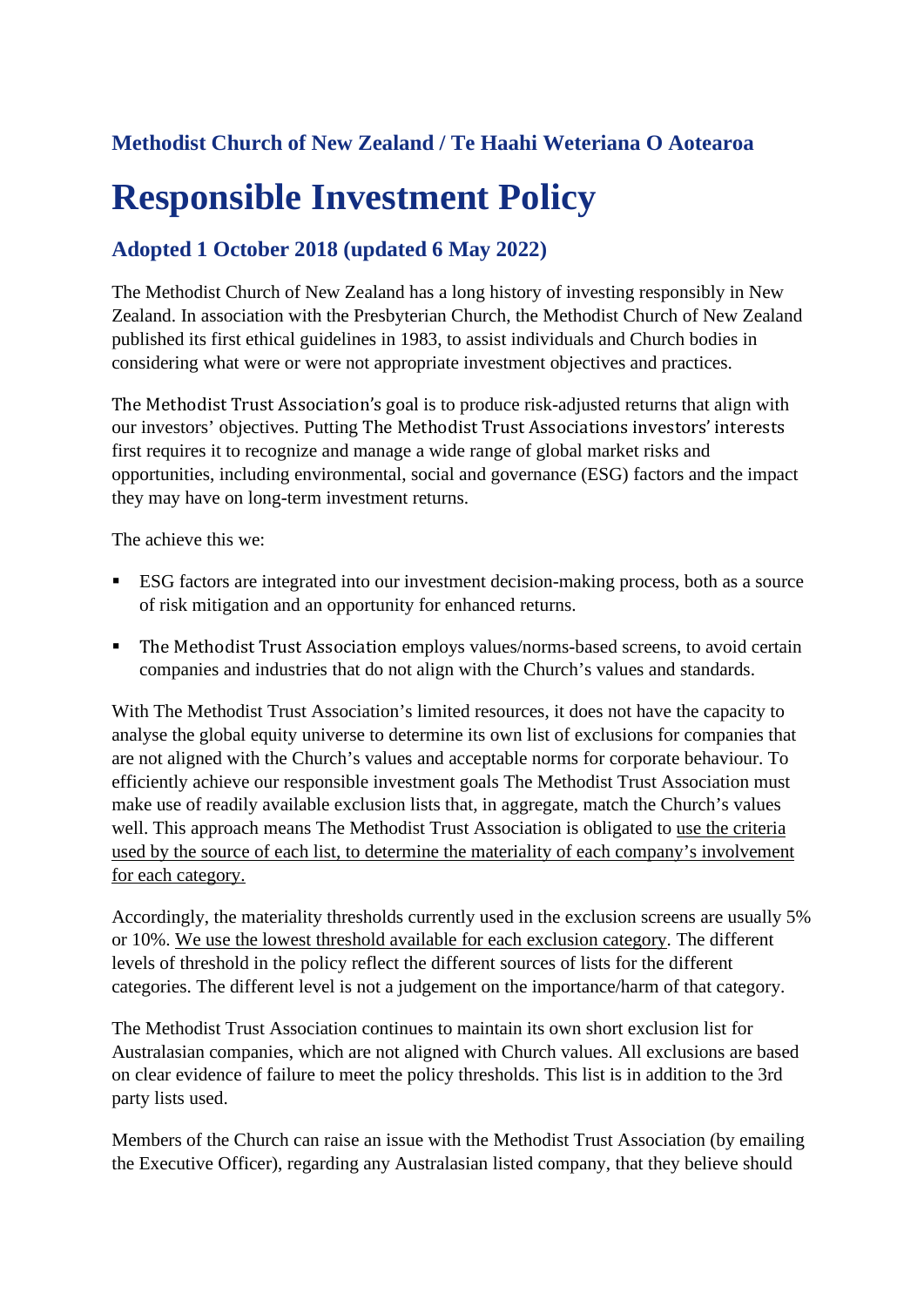### Methodist Church of New Zealand / Te Haahi Weteriana O Aotearoa

# Responsible Investment Policy

### Adopted 1 October 2018 (updated 6 May 2022)

The Methodist Church of New Zealand has a long history of investing responsibly in New Zealand. In association with the Presbyterian Church, the Methodist Church of New Zealand published its first ethical guidelines in 1983, to assist individuals and Church bodies in considering what were or were not appropriate investment objectives and practices.

The Methodist Trust Association's goal is to produce risk-adjusted returns that align with our investors' objectives. Putting The Methodist Trust Associations investors' interests first requires it to recognize and manage a wide range of global market risks and opportunities, including environmental, social and governance (ESG) factors and the impact they may have on long-term investment returns.

The achieve this we:

- ESG factors are integrated into our investment decision-making process, both as a source of risk mitigation and an opportunity for enhanced returns.
- The Methodist Trust Association employs values/norms-based screens, to avoid certain companies and industries that do not align with the Church's values and standards.

With The Methodist Trust Association's limited resources, it does not have the capacity to analyse the global equity universe to determine its own list of exclusions for companies that are not aligned with the Church's values and acceptable norms for corporate behaviour. To efficiently achieve our responsible investment goals The Methodist Trust Association must make use of readily available exclusion lists that, in aggregate, match the Church's values well. This approach means The Methodist Trust Association is obligated to <u>use the criteria used by the source of each list, to determine the materiality of each company's involvement for each category.</u>

Accordingly, the materiality thresholds currently used in the exclusion screens are usually 5% or 10%. <u>We use the lowest threshold available for each exclusion category</u>. The different levels of threshold in the policy reflect the different sources of lists for the different categories. The different level is not a judgement on the importance/harm of that category.

The Methodist Trust Association continues to maintain its own short exclusion list for Australasian companies, which are not aligned with Church values. All exclusions are based on clear evidence of failure to meet the policy thresholds. This list is in addition to the 3rd party lists used.

Members of the Church can raise an issue with the Methodist Trust Association (by emailing the Executive Officer), regarding any Australasian listed company, that they believe should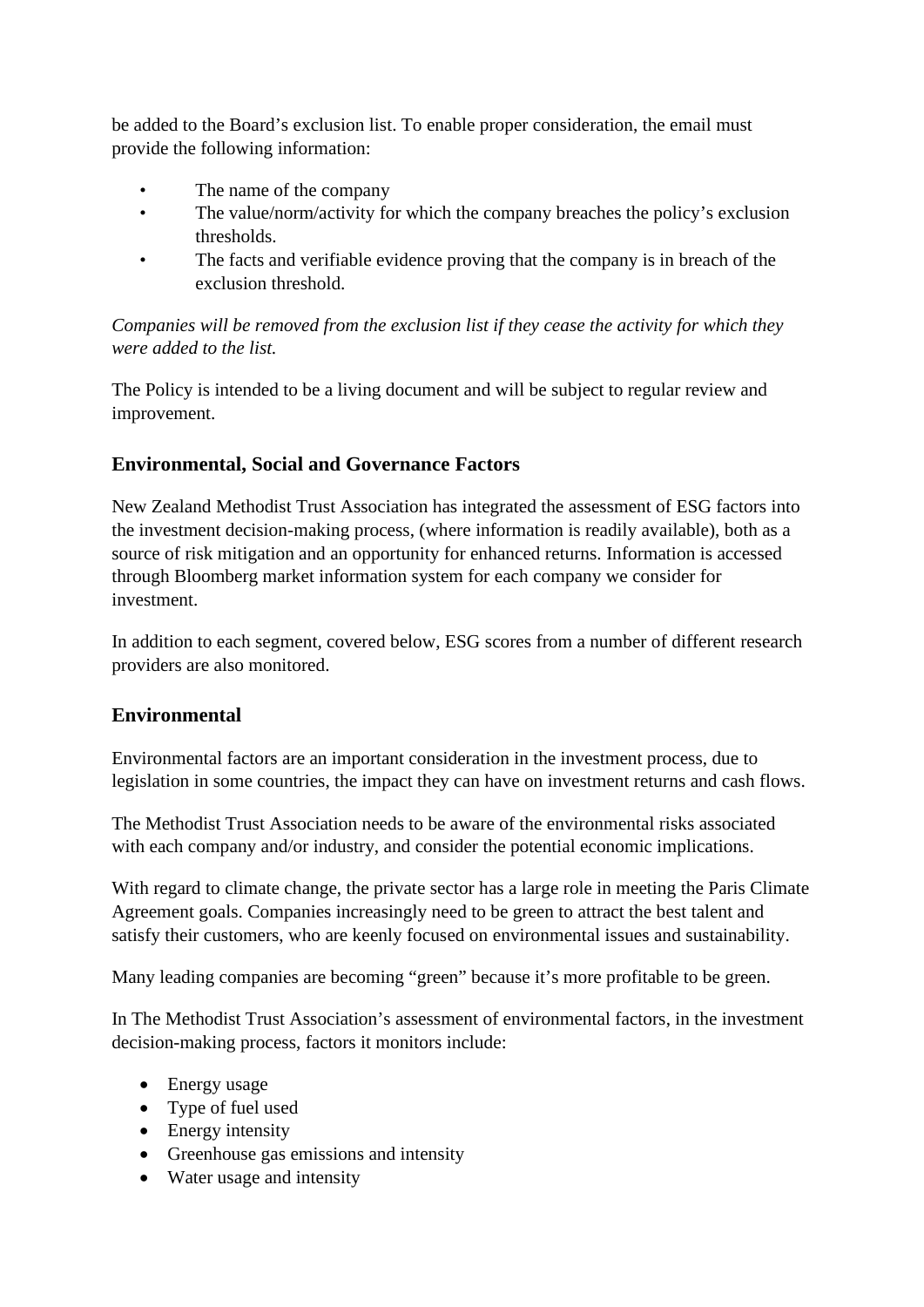be added to the Board's exclusion list. To enable proper consideration, the email must provide the following information:

- The name of the company
- The value/norm/activity for which the company breaches the policy's exclusion thresholds.
- The facts and verifiable evidence proving that the company is in breach of the exclusion threshold.

*Companies will be removed from the exclusion list if they cease the activity for which they were added to the list.*

The Policy is intended to be a living document and will be subject to regular review and improvement.

## Environmental, Social and Governance Factors

New Zealand Methodist Trust Association has integrated the assessment of ESG factors into the investment decision-making process, (where information is readily available), both as a source of risk mitigation and an opportunity for enhanced returns. Information is accessed through Bloomberg market information system for each company we consider for investment.

In addition to each segment, covered below, ESG scores from a number of different research providers are also monitored.

## Environmental

Environmental factors are an important consideration in the investment process, due to legislation in some countries, the impact they can have on investment returns and cash flows.

The Methodist Trust Association needs to be aware of the environmental risks associated with each company and/or industry, and consider the potential economic implications.

With regard to climate change, the private sector has a large role in meeting the Paris Climate Agreement goals. Companies increasingly need to be green to attract the best talent and satisfy their customers, who are keenly focused on environmental issues and sustainability.

Many leading companies are becoming "green" because it's more profitable to be green.

In The Methodist Trust Association's assessment of environmental factors, in the investment decision-making process, factors it monitors include:

- Energy usage
- Type of fuel used
- Energy intensity
- Greenhouse gas emissions and intensity
- Water usage and intensity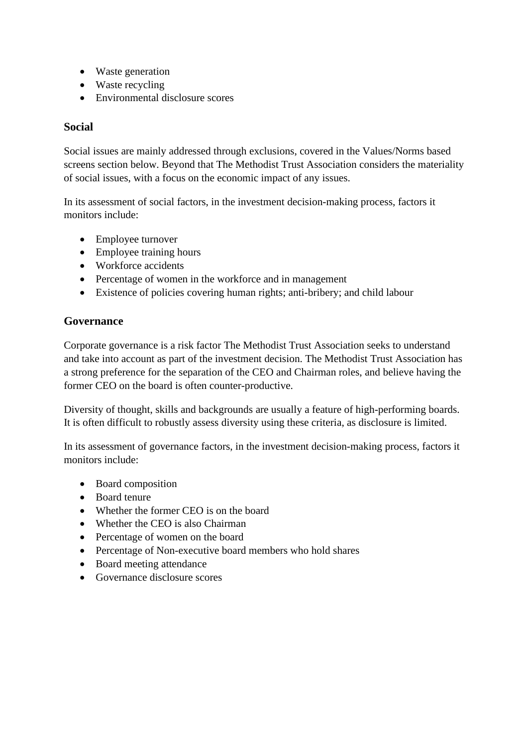- Waste generation
- Waste recycling
- Environmental disclosure scores

### Social

Social issues are mainly addressed through exclusions, covered in the Values/Norms based screens section below. Beyond that The Methodist Trust Association considers the materiality of social issues, with a focus on the economic impact of any issues.

In its assessment of social factors, in the investment decision-making process, factors it monitors include:

- Employee turnover
- Employee training hours
- Workforce accidents
- Percentage of women in the workforce and in management
- Existence of policies covering human rights; anti-bribery; and child labour

### Governance

Corporate governance is a risk factor The Methodist Trust Association seeks to understand and take into account as part of the investment decision. The Methodist Trust Association has a strong preference for the separation of the CEO and Chairman roles, and believe having the former CEO on the board is often counter-productive.

Diversity of thought, skills and backgrounds are usually a feature of high-performing boards. It is often difficult to robustly assess diversity using these criteria, as disclosure is limited.

In its assessment of governance factors, in the investment decision-making process, factors it monitors include:

- Board composition
- Board tenure
- Whether the former CEO is on the board
- Whether the CEO is also Chairman
- Percentage of women on the board
- Percentage of Non-executive board members who hold shares
- Board meeting attendance
- Governance disclosure scores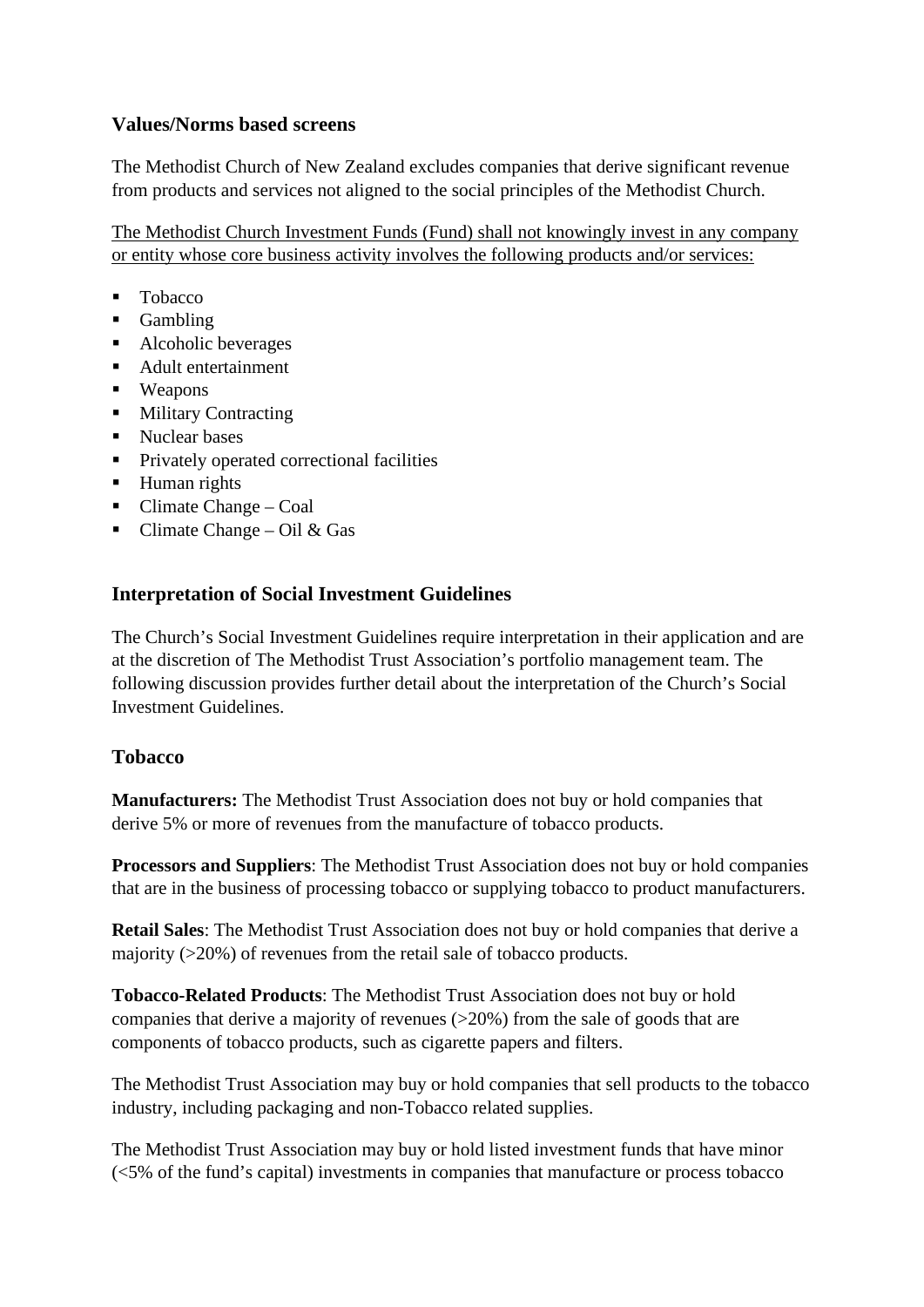### Values/Norms based screens

The Methodist Church of New Zealand excludes companies that derive significant revenue from products and services not aligned to the social principles of the Methodist Church.

<u>The Methodist Church Investment Funds (Fund) shall not knowingly invest in any company or entity whose core business activity involves the following products and/or services:</u>

- Tobacco
- Gambling
- Alcoholic beverages
- Adult entertainment
- Weapons
- Military Contracting
- Nuclear bases
- Privately operated correctional facilities
- Human rights
- Climate Change – Coal
- Climate Change – Oil & Gas

### Interpretation of Social Investment Guidelines

The Church's Social Investment Guidelines require interpretation in their application and are at the discretion of The Methodist Trust Association's portfolio management team. The following discussion provides further detail about the interpretation of the Church's Social Investment Guidelines.

### Tobacco

**Manufacturers:** The Methodist Trust Association does not buy or hold companies that derive 5% or more of revenues from the manufacture of tobacco products.

**Processors and Suppliers**: The Methodist Trust Association does not buy or hold companies that are in the business of processing tobacco or supplying tobacco to product manufacturers.

**Retail Sales**: The Methodist Trust Association does not buy or hold companies that derive a majority (>20%) of revenues from the retail sale of tobacco products.

**Tobacco-Related Products**: The Methodist Trust Association does not buy or hold companies that derive a majority of revenues (>20%) from the sale of goods that are components of tobacco products, such as cigarette papers and filters.

The Methodist Trust Association may buy or hold companies that sell products to the tobacco industry, including packaging and non-Tobacco related supplies.

The Methodist Trust Association may buy or hold listed investment funds that have minor (<5% of the fund's capital) investments in companies that manufacture or process tobacco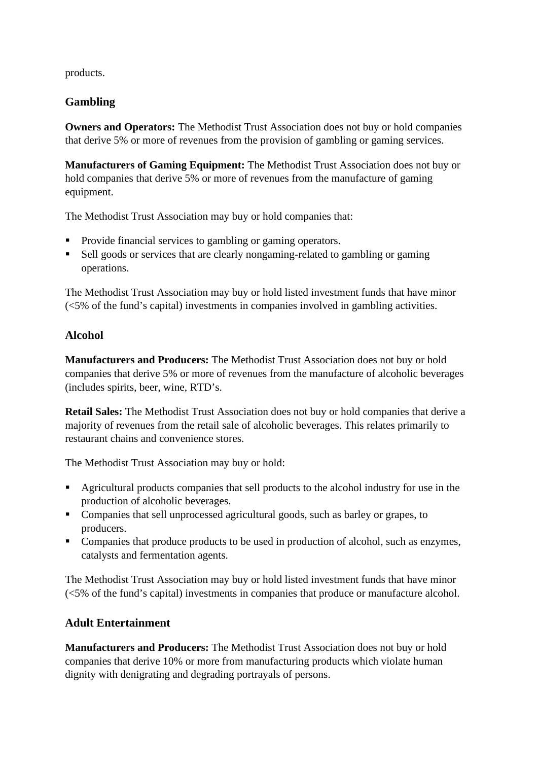products.

### Gambling

**Owners and Operators:** The Methodist Trust Association does not buy or hold companies that derive 5% or more of revenues from the provision of gambling or gaming services.

**Manufacturers of Gaming Equipment:** The Methodist Trust Association does not buy or hold companies that derive 5% or more of revenues from the manufacture of gaming equipment.

The Methodist Trust Association may buy or hold companies that:

- Provide financial services to gambling or gaming operators.
- Sell goods or services that are clearly nongaming-related to gambling or gaming operations.

The Methodist Trust Association may buy or hold listed investment funds that have minor (<5% of the fund's capital) investments in companies involved in gambling activities.

### Alcohol

**Manufacturers and Producers:** The Methodist Trust Association does not buy or hold companies that derive 5% or more of revenues from the manufacture of alcoholic beverages (includes spirits, beer, wine, RTD's.

**Retail Sales:** The Methodist Trust Association does not buy or hold companies that derive a majority of revenues from the retail sale of alcoholic beverages. This relates primarily to restaurant chains and convenience stores.

The Methodist Trust Association may buy or hold:

- Agricultural products companies that sell products to the alcohol industry for use in the production of alcoholic beverages.
- Companies that sell unprocessed agricultural goods, such as barley or grapes, to producers.
- Companies that produce products to be used in production of alcohol, such as enzymes, catalysts and fermentation agents.

The Methodist Trust Association may buy or hold listed investment funds that have minor (<5% of the fund's capital) investments in companies that produce or manufacture alcohol.

### Adult Entertainment

**Manufacturers and Producers:** The Methodist Trust Association does not buy or hold companies that derive 10% or more from manufacturing products which violate human dignity with denigrating and degrading portrayals of persons.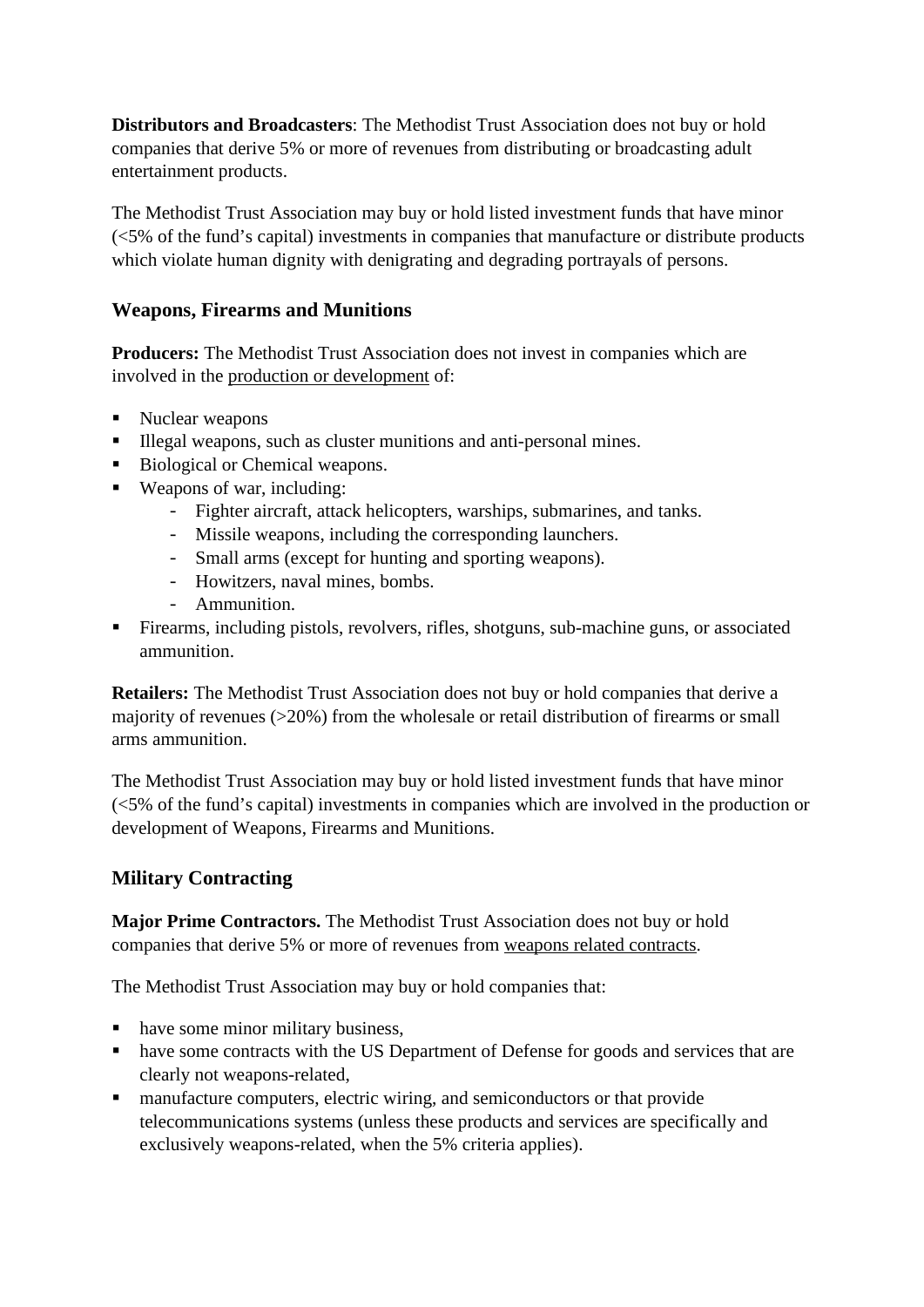**Distributors and Broadcasters**: The Methodist Trust Association does not buy or hold companies that derive 5% or more of revenues from distributing or broadcasting adult entertainment products.

The Methodist Trust Association may buy or hold listed investment funds that have minor (<5% of the fund's capital) investments in companies that manufacture or distribute products which violate human dignity with denigrating and degrading portrayals of persons.

### Weapons, Firearms and Munitions

**Producers:** The Methodist Trust Association does not invest in companies which are involved in the production or development of:

- Nuclear weapons
- Illegal weapons, such as cluster munitions and anti-personal mines.
- Biological or Chemical weapons.
- Weapons of war, including:
  - Fighter aircraft, attack helicopters, warships, submarines, and tanks.
  - Missile weapons, including the corresponding launchers.
  - Small arms (except for hunting and sporting weapons).
  - Howitzers, naval mines, bombs.
  - Ammunition.
- Firearms, including pistols, revolvers, rifles, shotguns, sub-machine guns, or associated ammunition.

**Retailers:** The Methodist Trust Association does not buy or hold companies that derive a majority of revenues (>20%) from the wholesale or retail distribution of firearms or small arms ammunition.

The Methodist Trust Association may buy or hold listed investment funds that have minor (<5% of the fund's capital) investments in companies which are involved in the production or development of Weapons, Firearms and Munitions.

### Military Contracting

**Major Prime Contractors.** The Methodist Trust Association does not buy or hold companies that derive 5% or more of revenues from weapons related contracts.

The Methodist Trust Association may buy or hold companies that:

- have some minor military business,
- have some contracts with the US Department of Defense for goods and services that are clearly not weapons-related,
- manufacture computers, electric wiring, and semiconductors or that provide telecommunications systems (unless these products and services are specifically and exclusively weapons-related, when the 5% criteria applies).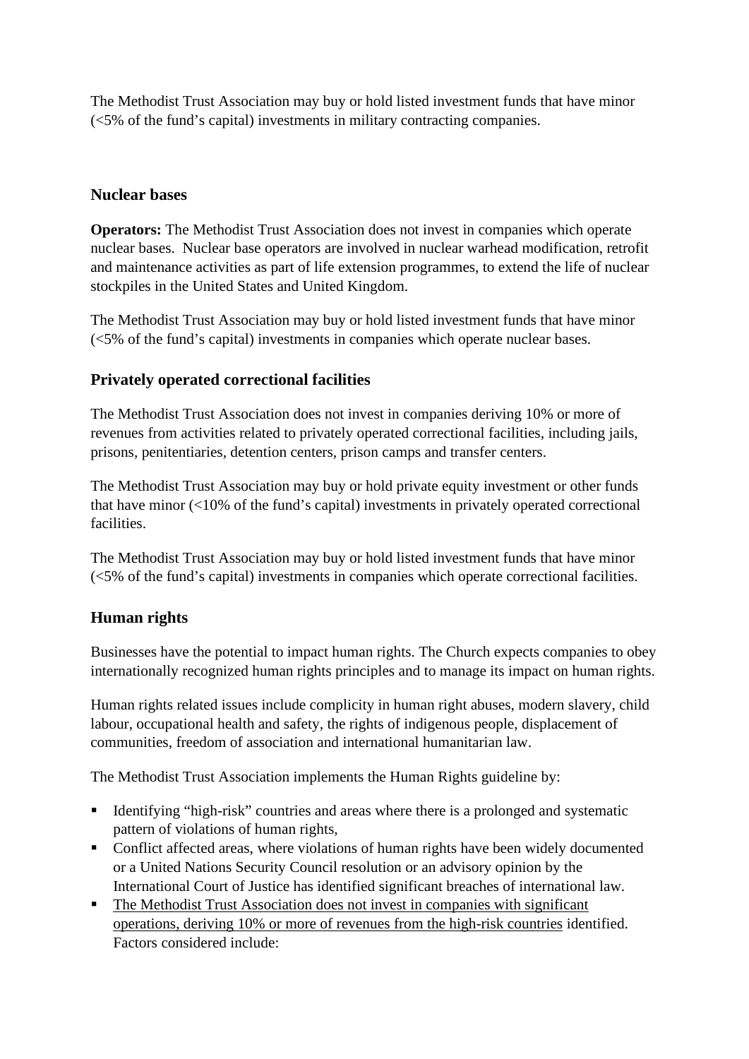The Methodist Trust Association may buy or hold listed investment funds that have minor (<5% of the fund's capital) investments in military contracting companies.

### Nuclear bases

**Operators:** The Methodist Trust Association does not invest in companies which operate nuclear bases. Nuclear base operators are involved in nuclear warhead modification, retrofit and maintenance activities as part of life extension programmes, to extend the life of nuclear stockpiles in the United States and United Kingdom.

The Methodist Trust Association may buy or hold listed investment funds that have minor (<5% of the fund's capital) investments in companies which operate nuclear bases.

## Privately operated correctional facilities

The Methodist Trust Association does not invest in companies deriving 10% or more of revenues from activities related to privately operated correctional facilities, including jails, prisons, penitentiaries, detention centers, prison camps and transfer centers.

The Methodist Trust Association may buy or hold private equity investment or other funds that have minor (<10% of the fund's capital) investments in privately operated correctional facilities.

The Methodist Trust Association may buy or hold listed investment funds that have minor (<5% of the fund's capital) investments in companies which operate correctional facilities.

## Human rights

Businesses have the potential to impact human rights. The Church expects companies to obey internationally recognized human rights principles and to manage its impact on human rights.

Human rights related issues include complicity in human right abuses, modern slavery, child labour, occupational health and safety, the rights of indigenous people, displacement of communities, freedom of association and international humanitarian law.

The Methodist Trust Association implements the Human Rights guideline by:

- Identifying "high-risk" countries and areas where there is a prolonged and systematic pattern of violations of human rights,
- Conflict affected areas, where violations of human rights have been widely documented or a United Nations Security Council resolution or an advisory opinion by the International Court of Justice has identified significant breaches of international law.
- <u>The Methodist Trust Association does not invest in companies with significant operations, deriving 10% or more of revenues from the high-risk countries</u> identified. Factors considered include: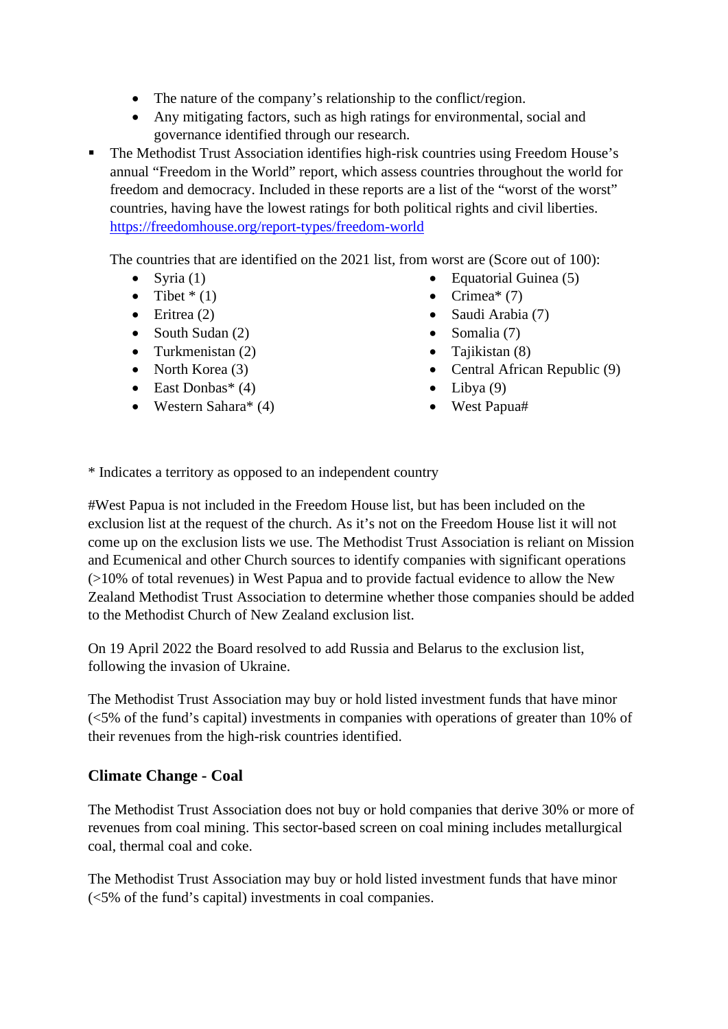- The nature of the company's relationship to the conflict/region.
   - Any mitigating factors, such as high ratings for environmental, social and governance identified through our research.

- The Methodist Trust Association identifies high-risk countries using Freedom House's annual "Freedom in the World" report, which assess countries throughout the world for freedom and democracy. Included in these reports are a list of the "worst of the worst" countries, having have the lowest ratings for both political rights and civil liberties. https://freedomhouse.org/report-types/freedom-world

  The countries that are identified on the 2021 list, from worst are (Score out of 100):

   - Syria (1)
   - Tibet * (1)
   - Eritrea (2)
   - South Sudan (2)
   - Turkmenistan (2)
   - North Korea (3)
   - East Donbas* (4)
   - Western Sahara* (4)
   - Equatorial Guinea (5)
   - Crimea* (7)
   - Saudi Arabia (7)
   - Somalia (7)
   - Tajikistan (8)
   - Central African Republic (9)
   - Libya (9)
   - West Papua#

* Indicates a territory as opposed to an independent country

#West Papua is not included in the Freedom House list, but has been included on the exclusion list at the request of the church. As it's not on the Freedom House list it will not come up on the exclusion lists we use. The Methodist Trust Association is reliant on Mission and Ecumenical and other Church sources to identify companies with significant operations (>10% of total revenues) in West Papua and to provide factual evidence to allow the New Zealand Methodist Trust Association to determine whether those companies should be added to the Methodist Church of New Zealand exclusion list.

On 19 April 2022 the Board resolved to add Russia and Belarus to the exclusion list, following the invasion of Ukraine.

The Methodist Trust Association may buy or hold listed investment funds that have minor (<5% of the fund's capital) investments in companies with operations of greater than 10% of their revenues from the high-risk countries identified.

### Climate Change - Coal

The Methodist Trust Association does not buy or hold companies that derive 30% or more of revenues from coal mining. This sector-based screen on coal mining includes metallurgical coal, thermal coal and coke.

The Methodist Trust Association may buy or hold listed investment funds that have minor (<5% of the fund's capital) investments in coal companies.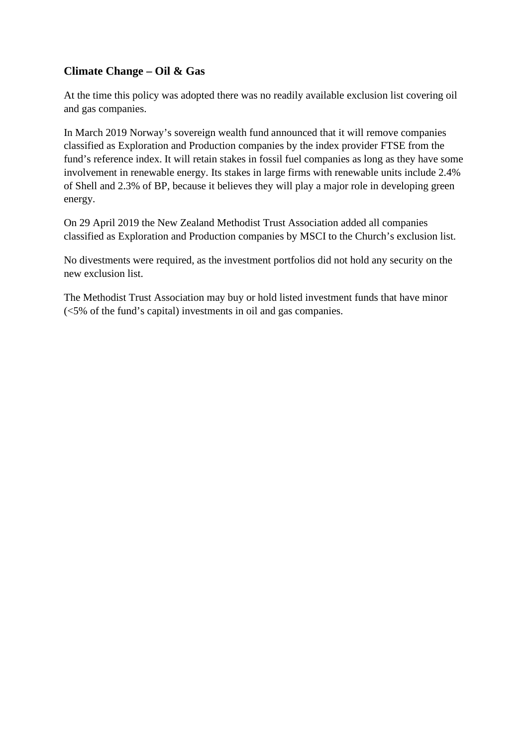### Climate Change – Oil & Gas

At the time this policy was adopted there was no readily available exclusion list covering oil and gas companies.

In March 2019 Norway's sovereign wealth fund announced that it will remove companies classified as Exploration and Production companies by the index provider FTSE from the fund's reference index. It will retain stakes in fossil fuel companies as long as they have some involvement in renewable energy. Its stakes in large firms with renewable units include 2.4% of Shell and 2.3% of BP, because it believes they will play a major role in developing green energy.

On 29 April 2019 the New Zealand Methodist Trust Association added all companies classified as Exploration and Production companies by MSCI to the Church's exclusion list.

No divestments were required, as the investment portfolios did not hold any security on the new exclusion list.

The Methodist Trust Association may buy or hold listed investment funds that have minor (<5% of the fund's capital) investments in oil and gas companies.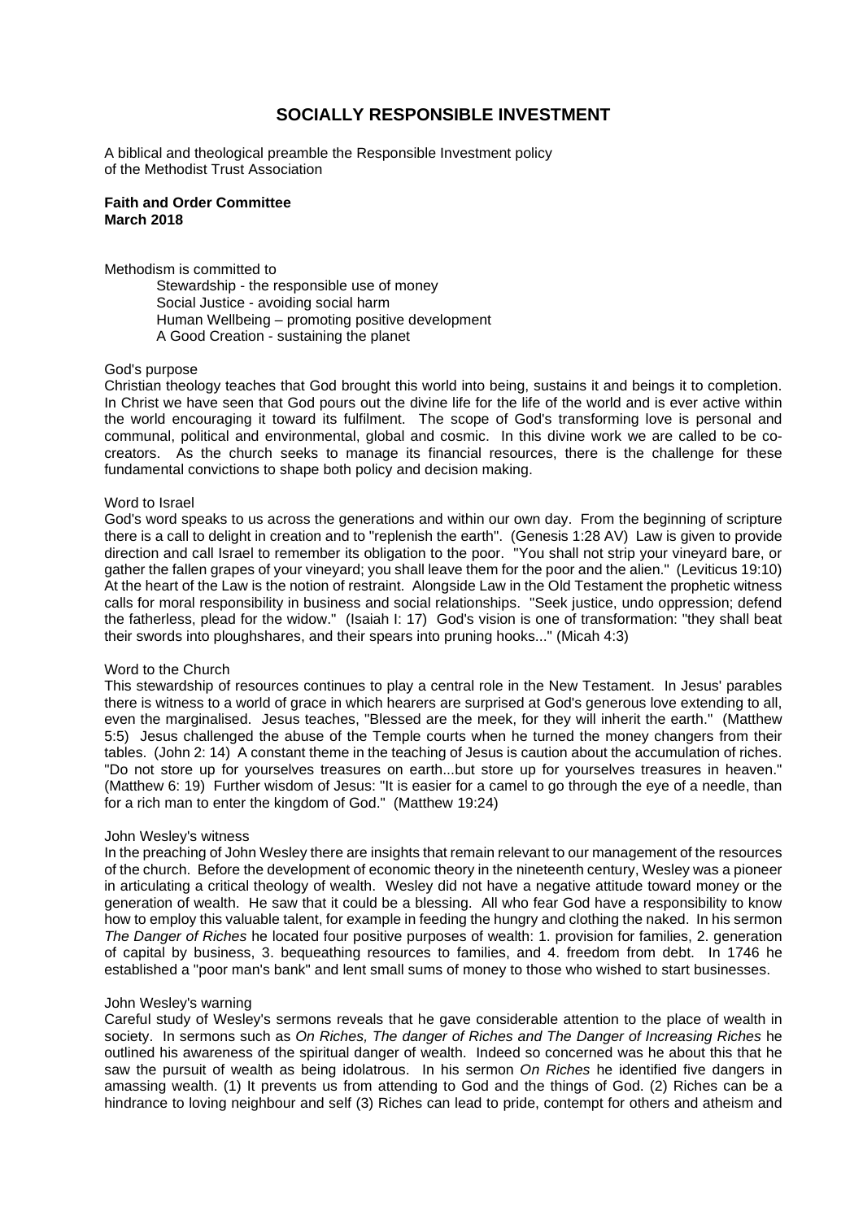## SOCIALLY RESPONSIBLE INVESTMENT

A biblical and theological preamble the Responsible Investment policy of the Methodist Trust Association

**Faith and Order Committee**
**March 2018**

Methodism is committed to

Stewardship - the responsible use of money
Social Justice - avoiding social harm
Human Wellbeing – promoting positive development
A Good Creation - sustaining the planet

God's purpose

Christian theology teaches that God brought this world into being, sustains it and beings it to completion. In Christ we have seen that God pours out the divine life for the life of the world and is ever active within the world encouraging it toward its fulfilment. The scope of God's transforming love is personal and communal, political and environmental, global and cosmic. In this divine work we are called to be co-creators. As the church seeks to manage its financial resources, there is the challenge for these fundamental convictions to shape both policy and decision making.

Word to Israel

God's word speaks to us across the generations and within our own day. From the beginning of scripture there is a call to delight in creation and to "replenish the earth". (Genesis 1:28 AV) Law is given to provide direction and call Israel to remember its obligation to the poor. "You shall not strip your vineyard bare, or gather the fallen grapes of your vineyard; you shall leave them for the poor and the alien." (Leviticus 19:10) At the heart of the Law is the notion of restraint. Alongside Law in the Old Testament the prophetic witness calls for moral responsibility in business and social relationships. "Seek justice, undo oppression; defend the fatherless, plead for the widow." (Isaiah I: 17) God's vision is one of transformation: "they shall beat their swords into ploughshares, and their spears into pruning hooks..." (Micah 4:3)

Word to the Church

This stewardship of resources continues to play a central role in the New Testament. In Jesus' parables there is witness to a world of grace in which hearers are surprised at God's generous love extending to all, even the marginalised. Jesus teaches, "Blessed are the meek, for they will inherit the earth." (Matthew 5:5) Jesus challenged the abuse of the Temple courts when he turned the money changers from their tables. (John 2: 14) A constant theme in the teaching of Jesus is caution about the accumulation of riches. "Do not store up for yourselves treasures on earth...but store up for yourselves treasures in heaven." (Matthew 6: 19) Further wisdom of Jesus: "It is easier for a camel to go through the eye of a needle, than for a rich man to enter the kingdom of God." (Matthew 19:24)

John Wesley's witness

In the preaching of John Wesley there are insights that remain relevant to our management of the resources of the church. Before the development of economic theory in the nineteenth century, Wesley was a pioneer in articulating a critical theology of wealth. Wesley did not have a negative attitude toward money or the generation of wealth. He saw that it could be a blessing. All who fear God have a responsibility to know how to employ this valuable talent, for example in feeding the hungry and clothing the naked. In his sermon *The Danger of Riches* he located four positive purposes of wealth: 1. provision for families, 2. generation of capital by business, 3. bequeathing resources to families, and 4. freedom from debt. In 1746 he established a "poor man's bank" and lent small sums of money to those who wished to start businesses.

John Wesley's warning

Careful study of Wesley's sermons reveals that he gave considerable attention to the place of wealth in society. In sermons such as *On Riches, The danger of Riches and The Danger of Increasing Riches* he outlined his awareness of the spiritual danger of wealth. Indeed so concerned was he about this that he saw the pursuit of wealth as being idolatrous. In his sermon *On Riches* he identified five dangers in amassing wealth. (1) It prevents us from attending to God and the things of God. (2) Riches can be a hindrance to loving neighbour and self (3) Riches can lead to pride, contempt for others and atheism and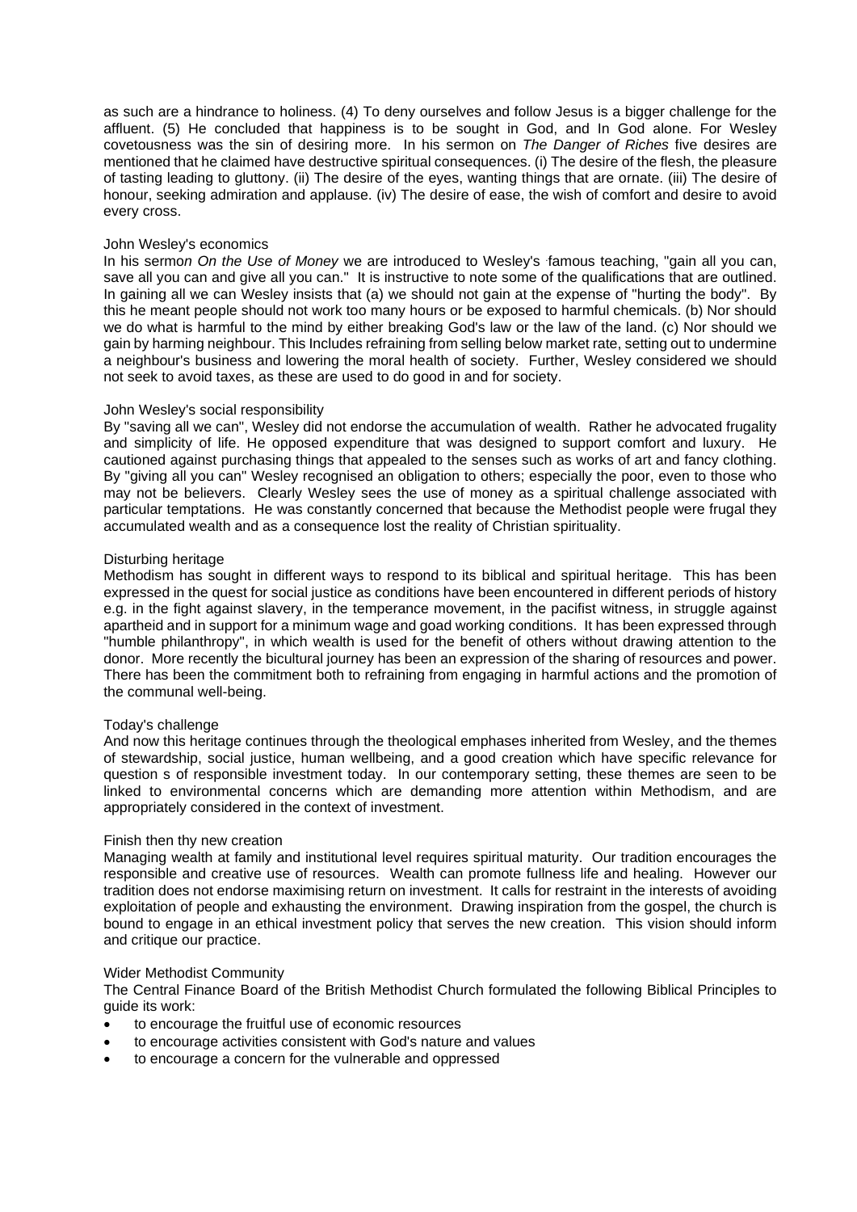as such are a hindrance to holiness. (4) To deny ourselves and follow Jesus is a bigger challenge for the affluent. (5) He concluded that happiness is to be sought in God, and In God alone. For Wesley covetousness was the sin of desiring more. In his sermon on *The Danger of Riches* five desires are mentioned that he claimed have destructive spiritual consequences. (i) The desire of the flesh, the pleasure of tasting leading to gluttony. (ii) The desire of the eyes, wanting things that are ornate. (iii) The desire of honour, seeking admiration and applause. (iv) The desire of ease, the wish of comfort and desire to avoid every cross.

### John Wesley's economics

In his sermo*n On the Use of Money* we are introduced to Wesley's famous teaching, "gain all you can, save all you can and give all you can." It is instructive to note some of the qualifications that are outlined. In gaining all we can Wesley insists that (a) we should not gain at the expense of "hurting the body". By this he meant people should not work too many hours or be exposed to harmful chemicals. (b) Nor should we do what is harmful to the mind by either breaking God's law or the law of the land. (c) Nor should we gain by harming neighbour. This Includes refraining from selling below market rate, setting out to undermine a neighbour's business and lowering the moral health of society. Further, Wesley considered we should not seek to avoid taxes, as these are used to do good in and for society.

### John Wesley's social responsibility

By "saving all we can", Wesley did not endorse the accumulation of wealth. Rather he advocated frugality and simplicity of life. He opposed expenditure that was designed to support comfort and luxury. He cautioned against purchasing things that appealed to the senses such as works of art and fancy clothing. By "giving all you can" Wesley recognised an obligation to others; especially the poor, even to those who may not be believers. Clearly Wesley sees the use of money as a spiritual challenge associated with particular temptations. He was constantly concerned that because the Methodist people were frugal they accumulated wealth and as a consequence lost the reality of Christian spirituality.

### Disturbing heritage

Methodism has sought in different ways to respond to its biblical and spiritual heritage. This has been expressed in the quest for social justice as conditions have been encountered in different periods of history e.g. in the fight against slavery, in the temperance movement, in the pacifist witness, in struggle against apartheid and in support for a minimum wage and goad working conditions. It has been expressed through "humble philanthropy", in which wealth is used for the benefit of others without drawing attention to the donor. More recently the bicultural journey has been an expression of the sharing of resources and power. There has been the commitment both to refraining from engaging in harmful actions and the promotion of the communal well-being.

### Today's challenge

And now this heritage continues through the theological emphases inherited from Wesley, and the themes of stewardship, social justice, human wellbeing, and a good creation which have specific relevance for question s of responsible investment today. In our contemporary setting, these themes are seen to be linked to environmental concerns which are demanding more attention within Methodism, and are appropriately considered in the context of investment.

### Finish then thy new creation

Managing wealth at family and institutional level requires spiritual maturity. Our tradition encourages the responsible and creative use of resources. Wealth can promote fullness life and healing. However our tradition does not endorse maximising return on investment. It calls for restraint in the interests of avoiding exploitation of people and exhausting the environment. Drawing inspiration from the gospel, the church is bound to engage in an ethical investment policy that serves the new creation. This vision should inform and critique our practice.

### Wider Methodist Community

The Central Finance Board of the British Methodist Church formulated the following Biblical Principles to guide its work:

- to encourage the fruitful use of economic resources
- to encourage activities consistent with God's nature and values
- to encourage a concern for the vulnerable and oppressed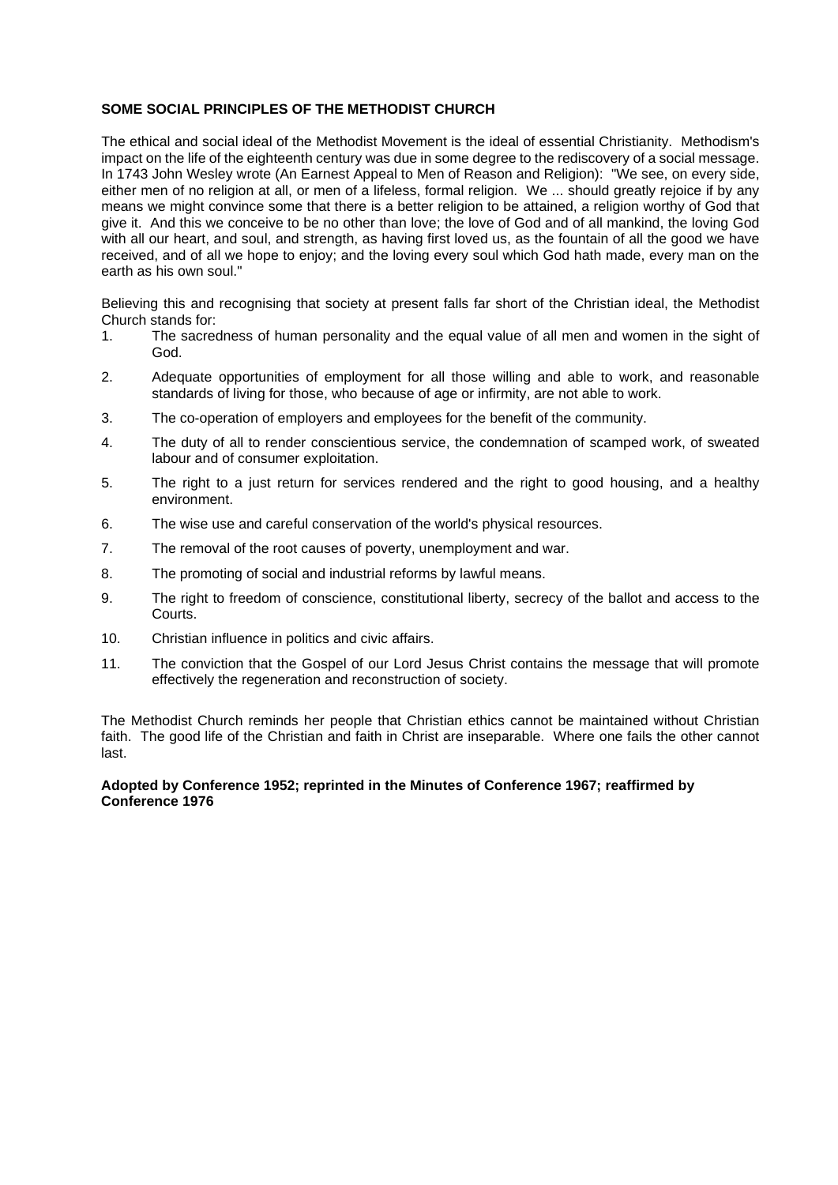**SOME SOCIAL PRINCIPLES OF THE METHODIST CHURCH**

The ethical and social ideal of the Methodist Movement is the ideal of essential Christianity. Methodism's impact on the life of the eighteenth century was due in some degree to the rediscovery of a social message. In 1743 John Wesley wrote (An Earnest Appeal to Men of Reason and Religion): "We see, on every side, either men of no religion at all, or men of a lifeless, formal religion. We ... should greatly rejoice if by any means we might convince some that there is a better religion to be attained, a religion worthy of God that give it. And this we conceive to be no other than love; the love of God and of all mankind, the loving God with all our heart, and soul, and strength, as having first loved us, as the fountain of all the good we have received, and of all we hope to enjoy; and the loving every soul which God hath made, every man on the earth as his own soul."

Believing this and recognising that society at present falls far short of the Christian ideal, the Methodist Church stands for:

1. The sacredness of human personality and the equal value of all men and women in the sight of God.
2. Adequate opportunities of employment for all those willing and able to work, and reasonable standards of living for those, who because of age or infirmity, are not able to work.
3. The co-operation of employers and employees for the benefit of the community.
4. The duty of all to render conscientious service, the condemnation of scamped work, of sweated labour and of consumer exploitation.
5. The right to a just return for services rendered and the right to good housing, and a healthy environment.
6. The wise use and careful conservation of the world's physical resources.
7. The removal of the root causes of poverty, unemployment and war.
8. The promoting of social and industrial reforms by lawful means.
9. The right to freedom of conscience, constitutional liberty, secrecy of the ballot and access to the Courts.
10. Christian influence in politics and civic affairs.
11. The conviction that the Gospel of our Lord Jesus Christ contains the message that will promote effectively the regeneration and reconstruction of society.

The Methodist Church reminds her people that Christian ethics cannot be maintained without Christian faith. The good life of the Christian and faith in Christ are inseparable. Where one fails the other cannot last.

**Adopted by Conference 1952; reprinted in the Minutes of Conference 1967; reaffirmed by Conference 1976**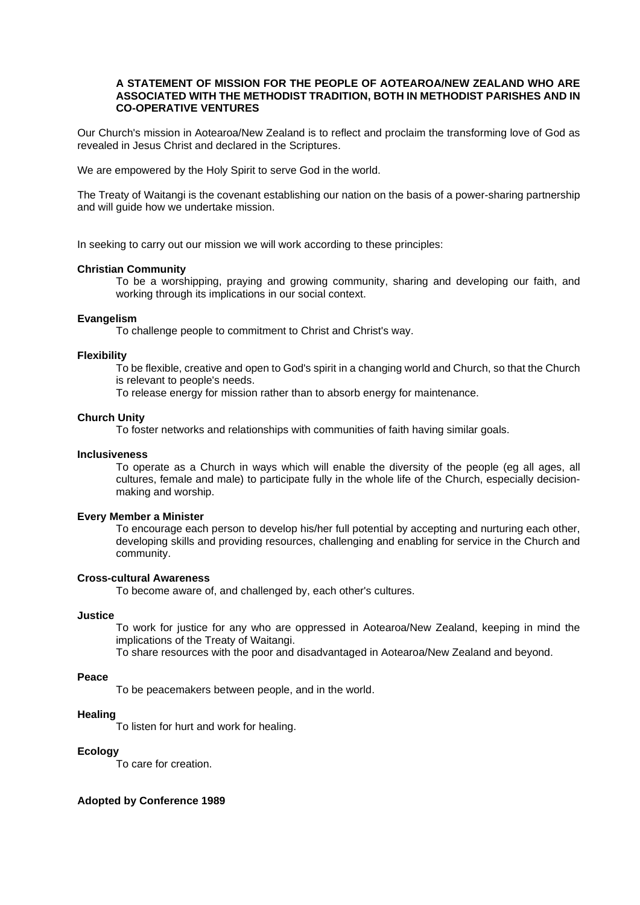**A STATEMENT OF MISSION FOR THE PEOPLE OF AOTEAROA/NEW ZEALAND WHO ARE ASSOCIATED WITH THE METHODIST TRADITION, BOTH IN METHODIST PARISHES AND IN CO-OPERATIVE VENTURES**

Our Church's mission in Aotearoa/New Zealand is to reflect and proclaim the transforming love of God as revealed in Jesus Christ and declared in the Scriptures.

We are empowered by the Holy Spirit to serve God in the world.

The Treaty of Waitangi is the covenant establishing our nation on the basis of a power-sharing partnership and will guide how we undertake mission.

In seeking to carry out our mission we will work according to these principles:

**Christian Community**

To be a worshipping, praying and growing community, sharing and developing our faith, and working through its implications in our social context.

**Evangelism**

To challenge people to commitment to Christ and Christ's way.

**Flexibility**

To be flexible, creative and open to God's spirit in a changing world and Church, so that the Church is relevant to people's needs.

To release energy for mission rather than to absorb energy for maintenance.

**Church Unity**

To foster networks and relationships with communities of faith having similar goals.

**Inclusiveness**

To operate as a Church in ways which will enable the diversity of the people (eg all ages, all cultures, female and male) to participate fully in the whole life of the Church, especially decision-making and worship.

**Every Member a Minister**

To encourage each person to develop his/her full potential by accepting and nurturing each other, developing skills and providing resources, challenging and enabling for service in the Church and community.

**Cross-cultural Awareness**

To become aware of, and challenged by, each other's cultures.

**Justice**

To work for justice for any who are oppressed in Aotearoa/New Zealand, keeping in mind the implications of the Treaty of Waitangi.

To share resources with the poor and disadvantaged in Aotearoa/New Zealand and beyond.

**Peace**

To be peacemakers between people, and in the world.

**Healing**

To listen for hurt and work for healing.

**Ecology**

To care for creation.

**Adopted by Conference 1989**